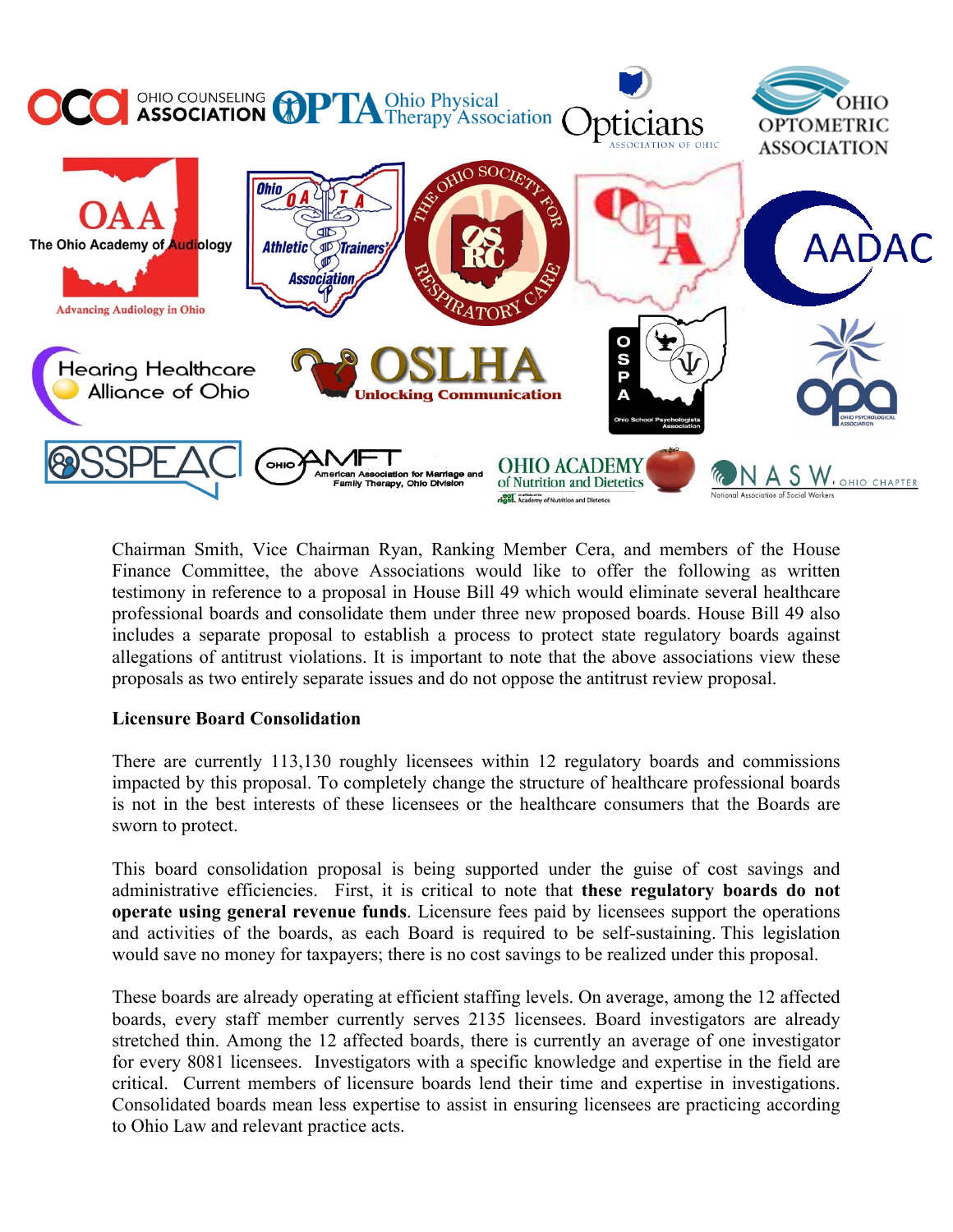Chairman Smith, Vice Chairman Ryan, Ranking Member Cera, and members of the House Finance Committee, the above Associations would like to offer the following as written testimony in reference to a proposal in House Bill 49 which would eliminate several healthcare professional boards and consolidate them under three new proposed boards. House Bill 49 also includes a separate proposal to establish a process to protect state regulatory boards against allegations of antitrust violations. It is important to note that the above associations view these proposals as two entirely separate issues and do not oppose the antitrust review proposal.

**Licensure Board Consolidation**

There are currently 113,130 roughly licensees within 12 regulatory boards and commissions impacted by this proposal. To completely change the structure of healthcare professional boards is not in the best interests of these licensees or the healthcare consumers that the Boards are sworn to protect.

This board consolidation proposal is being supported under the guise of cost savings and administrative efficiencies. First, it is critical to note that **these regulatory boards do not operate using general revenue funds**. Licensure fees paid by licensees support the operations and activities of the boards, as each Board is required to be self-sustaining. This legislation would save no money for taxpayers; there is no cost savings to be realized under this proposal.

These boards are already operating at efficient staffing levels. On average, among the 12 affected boards, every staff member currently serves 2135 licensees. Board investigators are already stretched thin. Among the 12 affected boards, there is currently an average of one investigator for every 8081 licensees. Investigators with a specific knowledge and expertise in the field are critical. Current members of licensure boards lend their time and expertise in investigations. Consolidated boards mean less expertise to assist in ensuring licensees are practicing according to Ohio Law and relevant practice acts.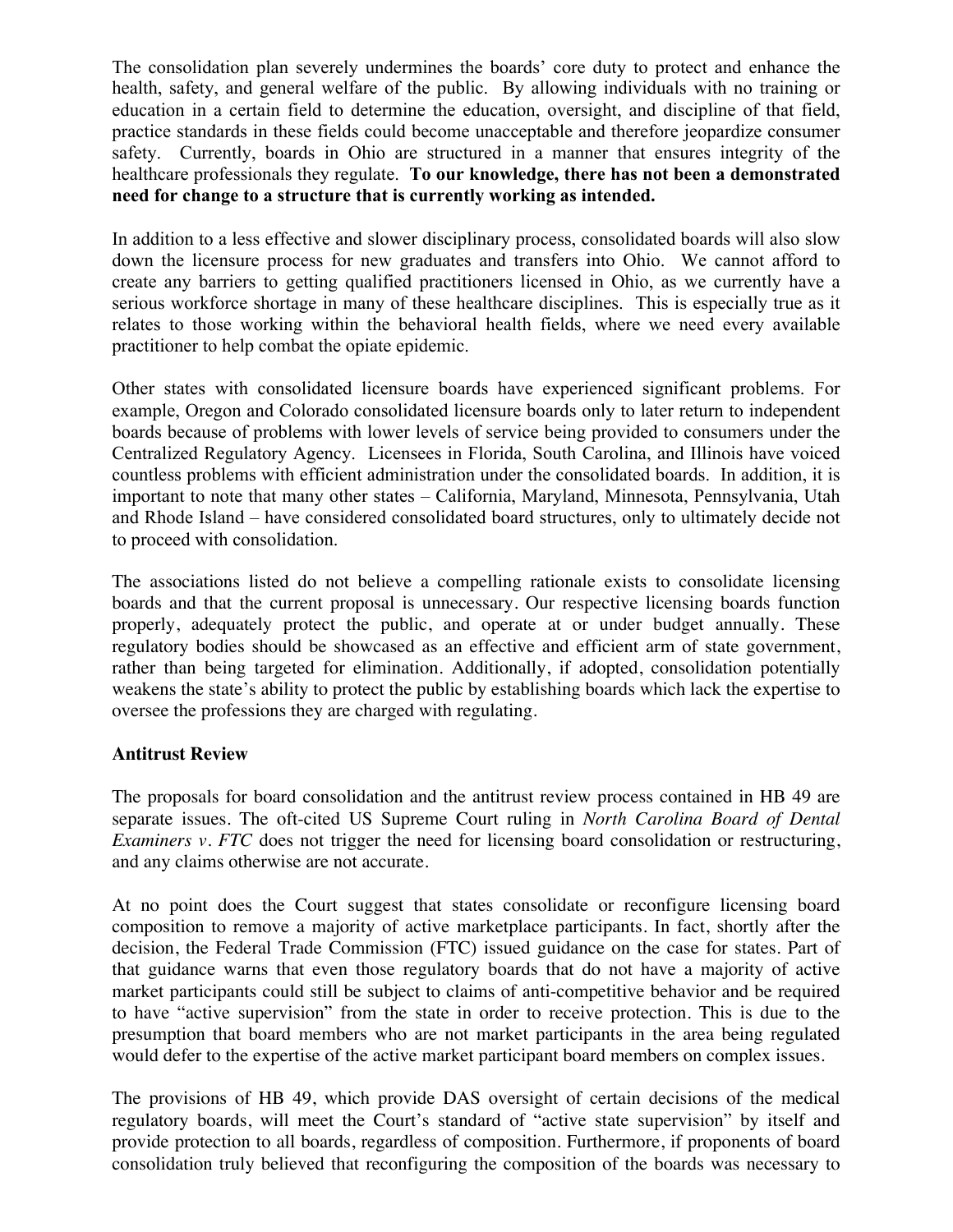The consolidation plan severely undermines the boards' core duty to protect and enhance the health, safety, and general welfare of the public. By allowing individuals with no training or education in a certain field to determine the education, oversight, and discipline of that field, practice standards in these fields could become unacceptable and therefore jeopardize consumer safety. Currently, boards in Ohio are structured in a manner that ensures integrity of the healthcare professionals they regulate. **To our knowledge, there has not been a demonstrated need for change to a structure that is currently working as intended.**

In addition to a less effective and slower disciplinary process, consolidated boards will also slow down the licensure process for new graduates and transfers into Ohio. We cannot afford to create any barriers to getting qualified practitioners licensed in Ohio, as we currently have a serious workforce shortage in many of these healthcare disciplines. This is especially true as it relates to those working within the behavioral health fields, where we need every available practitioner to help combat the opiate epidemic.

Other states with consolidated licensure boards have experienced significant problems. For example, Oregon and Colorado consolidated licensure boards only to later return to independent boards because of problems with lower levels of service being provided to consumers under the Centralized Regulatory Agency. Licensees in Florida, South Carolina, and Illinois have voiced countless problems with efficient administration under the consolidated boards. In addition, it is important to note that many other states – California, Maryland, Minnesota, Pennsylvania, Utah and Rhode Island – have considered consolidated board structures, only to ultimately decide not to proceed with consolidation.

The associations listed do not believe a compelling rationale exists to consolidate licensing boards and that the current proposal is unnecessary. Our respective licensing boards function properly, adequately protect the public, and operate at or under budget annually. These regulatory bodies should be showcased as an effective and efficient arm of state government, rather than being targeted for elimination. Additionally, if adopted, consolidation potentially weakens the state's ability to protect the public by establishing boards which lack the expertise to oversee the professions they are charged with regulating.

**Antitrust Review**

The proposals for board consolidation and the antitrust review process contained in HB 49 are separate issues. The oft-cited US Supreme Court ruling in *North Carolina Board of Dental Examiners v. FTC* does not trigger the need for licensing board consolidation or restructuring, and any claims otherwise are not accurate.

At no point does the Court suggest that states consolidate or reconfigure licensing board composition to remove a majority of active marketplace participants. In fact, shortly after the decision, the Federal Trade Commission (FTC) issued guidance on the case for states. Part of that guidance warns that even those regulatory boards that do not have a majority of active market participants could still be subject to claims of anti-competitive behavior and be required to have "active supervision" from the state in order to receive protection. This is due to the presumption that board members who are not market participants in the area being regulated would defer to the expertise of the active market participant board members on complex issues.

The provisions of HB 49, which provide DAS oversight of certain decisions of the medical regulatory boards, will meet the Court's standard of "active state supervision" by itself and provide protection to all boards, regardless of composition. Furthermore, if proponents of board consolidation truly believed that reconfiguring the composition of the boards was necessary to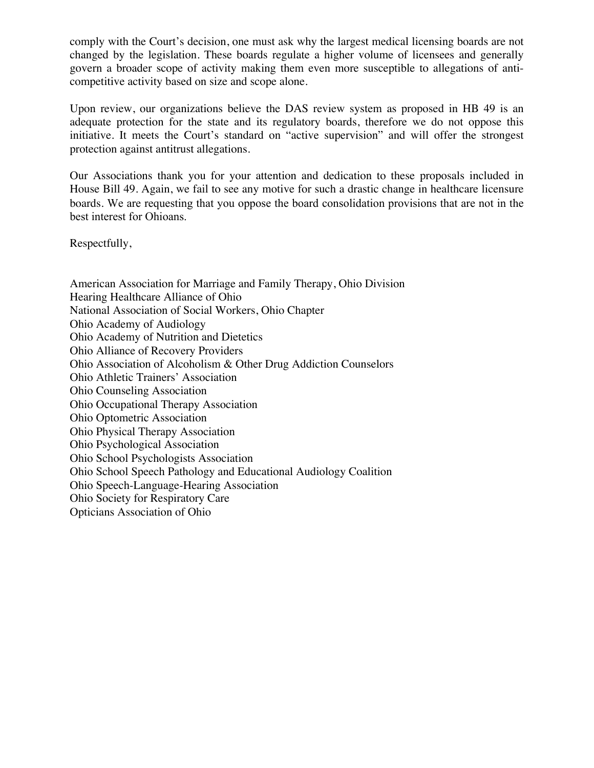comply with the Court's decision, one must ask why the largest medical licensing boards are not changed by the legislation. These boards regulate a higher volume of licensees and generally govern a broader scope of activity making them even more susceptible to allegations of anti-competitive activity based on size and scope alone.

Upon review, our organizations believe the DAS review system as proposed in HB 49 is an adequate protection for the state and its regulatory boards, therefore we do not oppose this initiative. It meets the Court's standard on "active supervision" and will offer the strongest protection against antitrust allegations.

Our Associations thank you for your attention and dedication to these proposals included in House Bill 49. Again, we fail to see any motive for such a drastic change in healthcare licensure boards. We are requesting that you oppose the board consolidation provisions that are not in the best interest for Ohioans.

Respectfully,

American Association for Marriage and Family Therapy, Ohio Division
Hearing Healthcare Alliance of Ohio
National Association of Social Workers, Ohio Chapter
Ohio Academy of Audiology
Ohio Academy of Nutrition and Dietetics
Ohio Alliance of Recovery Providers
Ohio Association of Alcoholism & Other Drug Addiction Counselors
Ohio Athletic Trainers' Association
Ohio Counseling Association
Ohio Occupational Therapy Association
Ohio Optometric Association
Ohio Physical Therapy Association
Ohio Psychological Association
Ohio School Psychologists Association
Ohio School Speech Pathology and Educational Audiology Coalition
Ohio Speech-Language-Hearing Association
Ohio Society for Respiratory Care
Opticians Association of Ohio